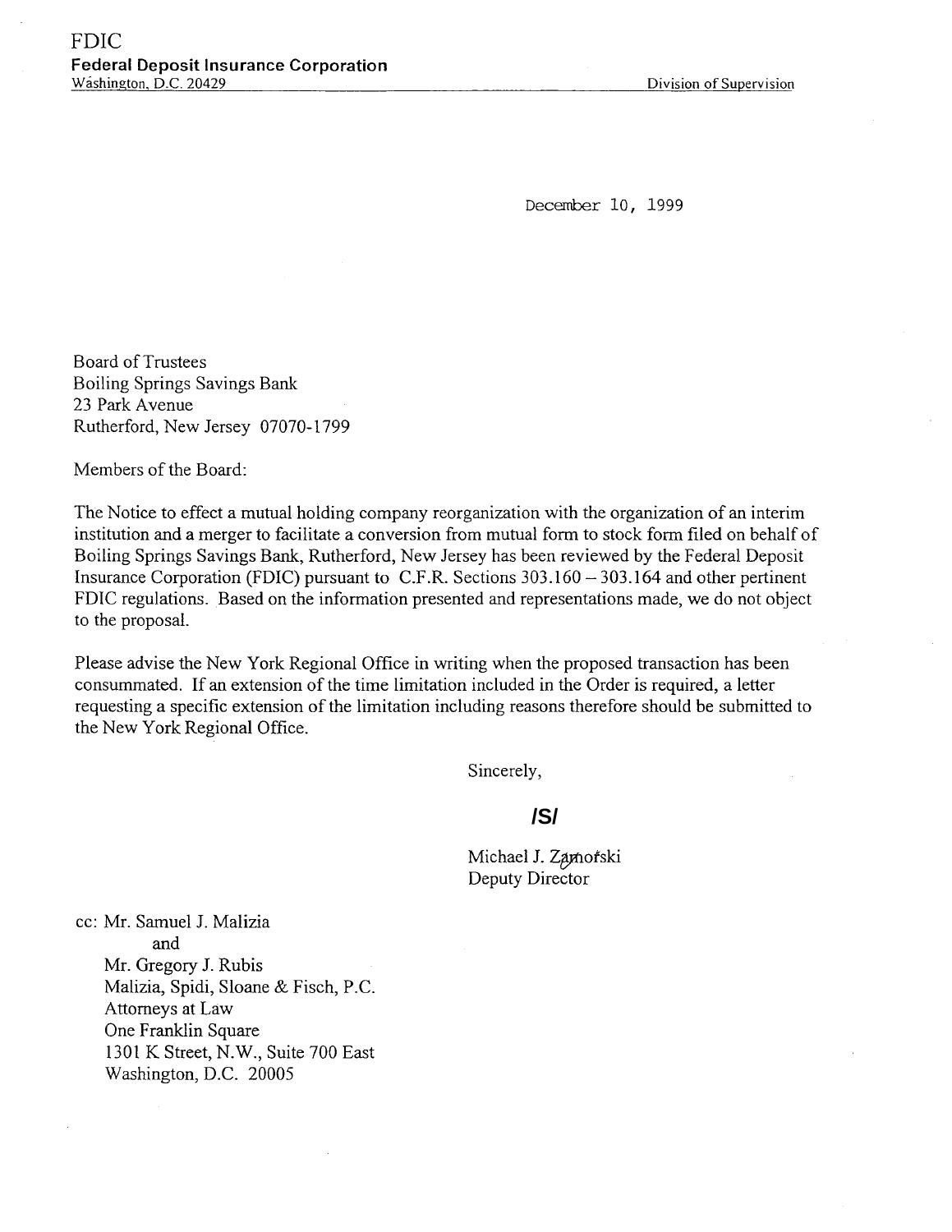FDIC
**Federal Deposit Insurance Corporation**
Washington, D.C. 20429 Division of Supervision

December 10, 1999

Board of Trustees
Boiling Springs Savings Bank
23 Park Avenue
Rutherford, New Jersey 07070-1799

Members of the Board:

The Notice to effect a mutual holding company reorganization with the organization of an interim institution and a merger to facilitate a conversion from mutual form to stock form filed on behalf of Boiling Springs Savings Bank, Rutherford, New Jersey has been reviewed by the Federal Deposit Insurance Corporation (FDIC) pursuant to C.F.R. Sections 303.160 – 303.164 and other pertinent FDIC regulations. Based on the information presented and representations made, we do not object to the proposal.

Please advise the New York Regional Office in writing when the proposed transaction has been consummated. If an extension of the time limitation included in the Order is required, a letter requesting a specific extension of the limitation including reasons therefore should be submitted to the New York Regional Office.

Sincerely,

**/S/**

Michael J. Zamorski
Deputy Director

cc: Mr. Samuel J. Malizia
and
Mr. Gregory J. Rubis
Malizia, Spidi, Sloane & Fisch, P.C.
Attorneys at Law
One Franklin Square
1301 K Street, N.W., Suite 700 East
Washington, D.C. 20005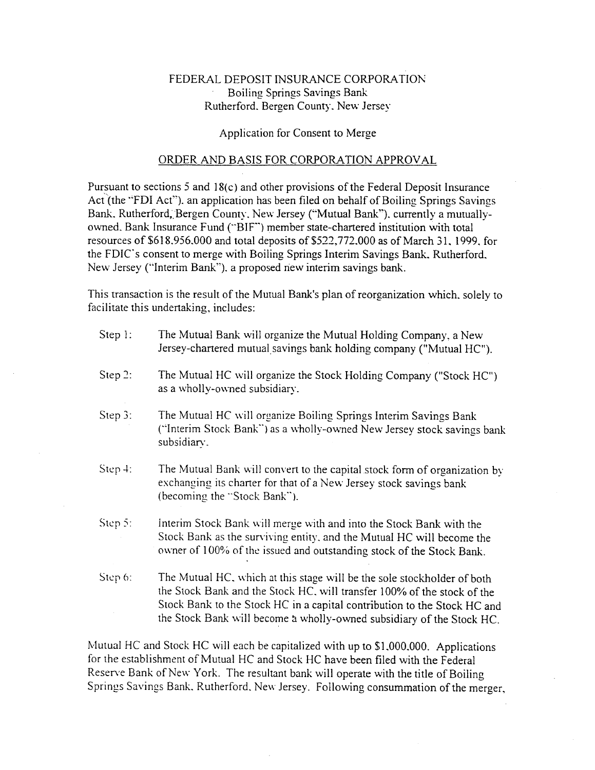FEDERAL DEPOSIT INSURANCE CORPORATION
Boiling Springs Savings Bank
Rutherford, Bergen County, New Jersey

Application for Consent to Merge

ORDER AND BASIS FOR CORPORATION APPROVAL

Pursuant to sections 5 and 18(c) and other provisions of the Federal Deposit Insurance Act (the "FDI Act"), an application has been filed on behalf of Boiling Springs Savings Bank, Rutherford, Bergen County, New Jersey ("Mutual Bank"), currently a mutually-owned, Bank Insurance Fund ("BIF") member state-chartered institution with total resources of $618,956,000 and total deposits of $522,772,000 as of March 31, 1999, for the FDIC's consent to merge with Boiling Springs Interim Savings Bank, Rutherford, New Jersey ("Interim Bank"), a proposed new interim savings bank.

This transaction is the result of the Mutual Bank's plan of reorganization which, solely to facilitate this undertaking, includes:

- Step 1: The Mutual Bank will organize the Mutual Holding Company, a New Jersey-chartered mutual savings bank holding company ("Mutual HC").
- Step 2: The Mutual HC will organize the Stock Holding Company ("Stock HC") as a wholly-owned subsidiary.
- Step 3: The Mutual HC will organize Boiling Springs Interim Savings Bank ("Interim Stock Bank") as a wholly-owned New Jersey stock savings bank subsidiary.
- Step 4: The Mutual Bank will convert to the capital stock form of organization by exchanging its charter for that of a New Jersey stock savings bank (becoming the "Stock Bank").
- Step 5: Interim Stock Bank will merge with and into the Stock Bank with the Stock Bank as the surviving entity, and the Mutual HC will become the owner of 100% of the issued and outstanding stock of the Stock Bank.
- Step 6: The Mutual HC, which at this stage will be the sole stockholder of both the Stock Bank and the Stock HC, will transfer 100% of the stock of the Stock Bank to the Stock HC in a capital contribution to the Stock HC and the Stock Bank will become a wholly-owned subsidiary of the Stock HC.

Mutual HC and Stock HC will each be capitalized with up to $1,000,000. Applications for the establishment of Mutual HC and Stock HC have been filed with the Federal Reserve Bank of New York. The resultant bank will operate with the title of Boiling Springs Savings Bank, Rutherford, New Jersey. Following consummation of the merger,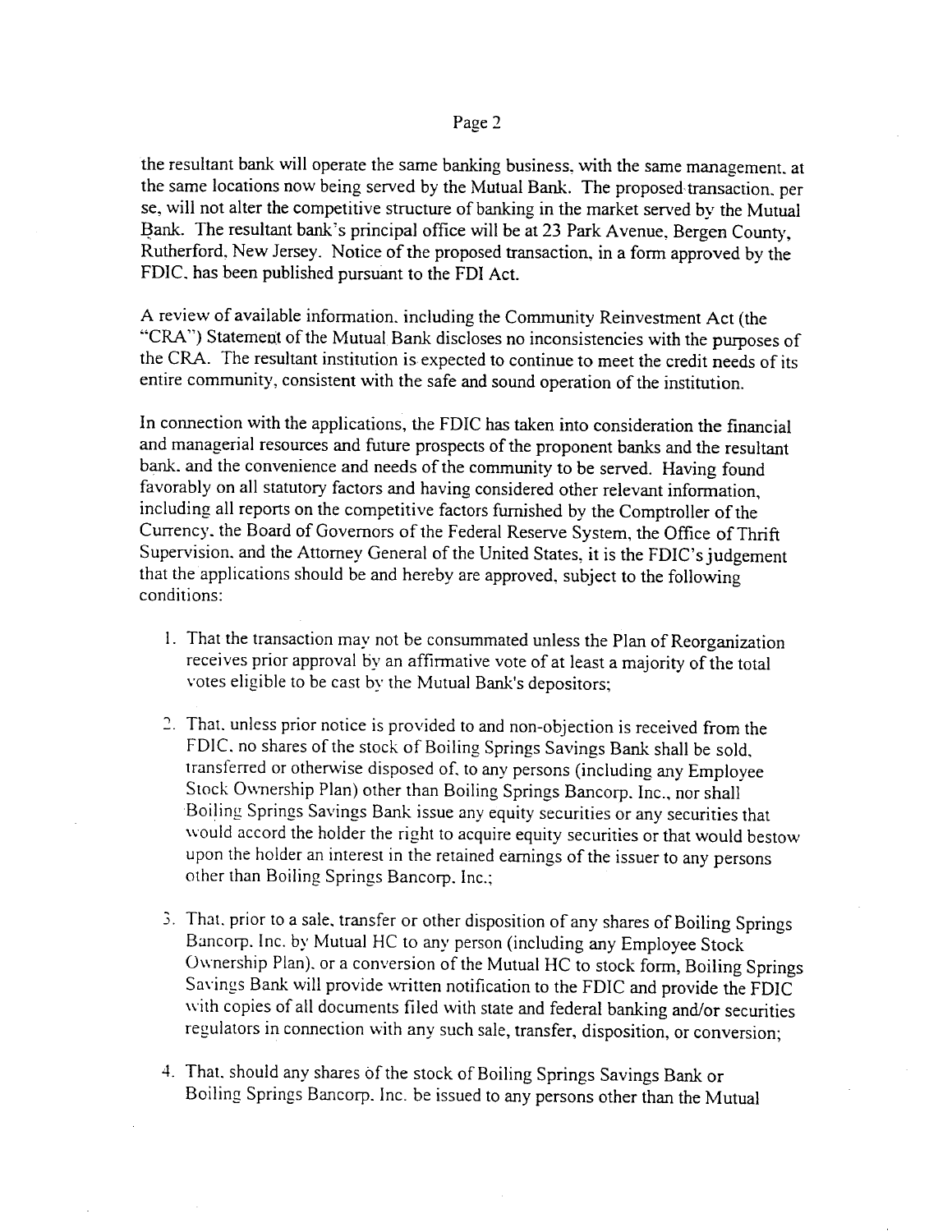the resultant bank will operate the same banking business, with the same management, at the same locations now being served by the Mutual Bank. The proposed transaction, per se, will not alter the competitive structure of banking in the market served by the Mutual Bank. The resultant bank's principal office will be at 23 Park Avenue, Bergen County, Rutherford, New Jersey. Notice of the proposed transaction, in a form approved by the FDIC, has been published pursuant to the FDI Act.

A review of available information, including the Community Reinvestment Act (the "CRA") Statement of the Mutual Bank discloses no inconsistencies with the purposes of the CRA. The resultant institution is expected to continue to meet the credit needs of its entire community, consistent with the safe and sound operation of the institution.

In connection with the applications, the FDIC has taken into consideration the financial and managerial resources and future prospects of the proponent banks and the resultant bank, and the convenience and needs of the community to be served. Having found favorably on all statutory factors and having considered other relevant information, including all reports on the competitive factors furnished by the Comptroller of the Currency, the Board of Governors of the Federal Reserve System, the Office of Thrift Supervision, and the Attorney General of the United States, it is the FDIC's judgement that the applications should be and hereby are approved, subject to the following conditions:

1. That the transaction may not be consummated unless the Plan of Reorganization receives prior approval by an affirmative vote of at least a majority of the total votes eligible to be cast by the Mutual Bank's depositors;

2. That, unless prior notice is provided to and non-objection is received from the FDIC, no shares of the stock of Boiling Springs Savings Bank shall be sold, transferred or otherwise disposed of, to any persons (including any Employee Stock Ownership Plan) other than Boiling Springs Bancorp, Inc., nor shall Boiling Springs Savings Bank issue any equity securities or any securities that would accord the holder the right to acquire equity securities or that would bestow upon the holder an interest in the retained earnings of the issuer to any persons other than Boiling Springs Bancorp, Inc.;

3. That, prior to a sale, transfer or other disposition of any shares of Boiling Springs Bancorp, Inc. by Mutual HC to any person (including any Employee Stock Ownership Plan), or a conversion of the Mutual HC to stock form, Boiling Springs Savings Bank will provide written notification to the FDIC and provide the FDIC with copies of all documents filed with state and federal banking and/or securities regulators in connection with any such sale, transfer, disposition, or conversion;

4. That, should any shares of the stock of Boiling Springs Savings Bank or Boiling Springs Bancorp, Inc. be issued to any persons other than the Mutual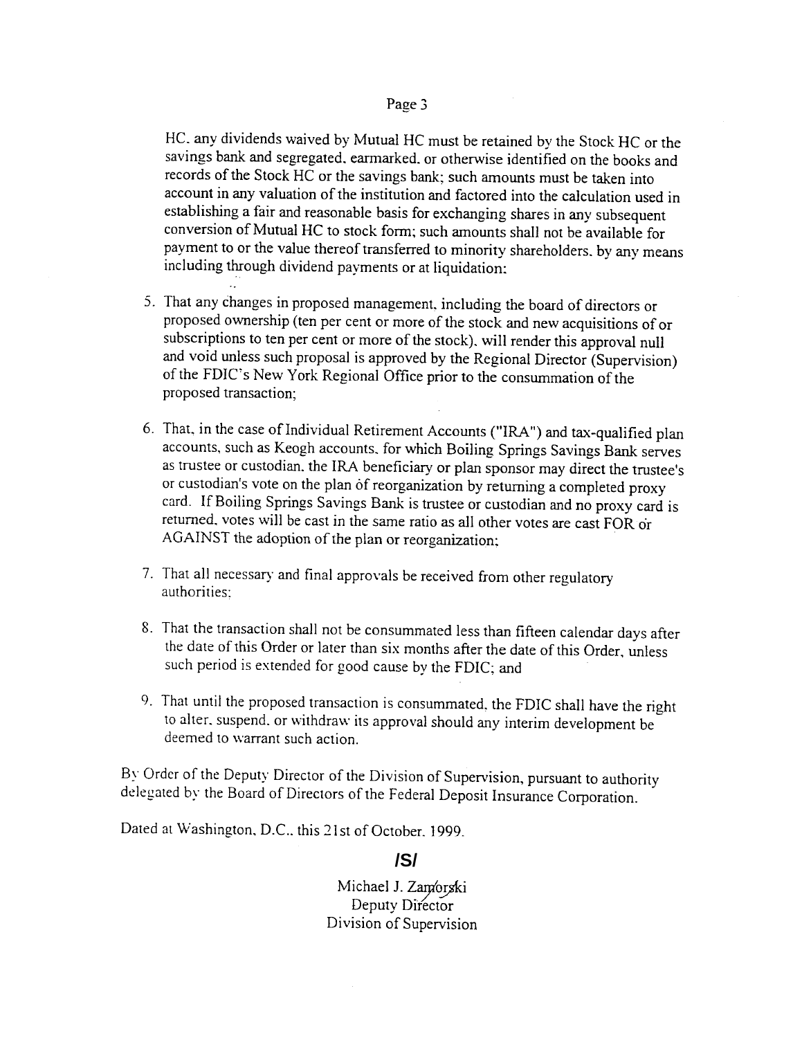HC, any dividends waived by Mutual HC must be retained by the Stock HC or the savings bank and segregated, earmarked, or otherwise identified on the books and records of the Stock HC or the savings bank; such amounts must be taken into account in any valuation of the institution and factored into the calculation used in establishing a fair and reasonable basis for exchanging shares in any subsequent conversion of Mutual HC to stock form; such amounts shall not be available for payment to or the value thereof transferred to minority shareholders, by any means including through dividend payments or at liquidation;

5. That any changes in proposed management, including the board of directors or proposed ownership (ten per cent or more of the stock and new acquisitions of or subscriptions to ten per cent or more of the stock), will render this approval null and void unless such proposal is approved by the Regional Director (Supervision) of the FDIC's New York Regional Office prior to the consummation of the proposed transaction;

6. That, in the case of Individual Retirement Accounts ("IRA") and tax-qualified plan accounts, such as Keogh accounts, for which Boiling Springs Savings Bank serves as trustee or custodian, the IRA beneficiary or plan sponsor may direct the trustee's or custodian's vote on the plan of reorganization by returning a completed proxy card. If Boiling Springs Savings Bank is trustee or custodian and no proxy card is returned, votes will be cast in the same ratio as all other votes are cast FOR or AGAINST the adoption of the plan or reorganization;

7. That all necessary and final approvals be received from other regulatory authorities;

8. That the transaction shall not be consummated less than fifteen calendar days after the date of this Order or later than six months after the date of this Order, unless such period is extended for good cause by the FDIC; and

9. That until the proposed transaction is consummated, the FDIC shall have the right to alter, suspend, or withdraw its approval should any interim development be deemed to warrant such action.

By Order of the Deputy Director of the Division of Supervision, pursuant to authority delegated by the Board of Directors of the Federal Deposit Insurance Corporation.

Dated at Washington, D.C., this 21st of October, 1999.

**/S/**

Michael J. Zamorski
Deputy Director
Division of Supervision